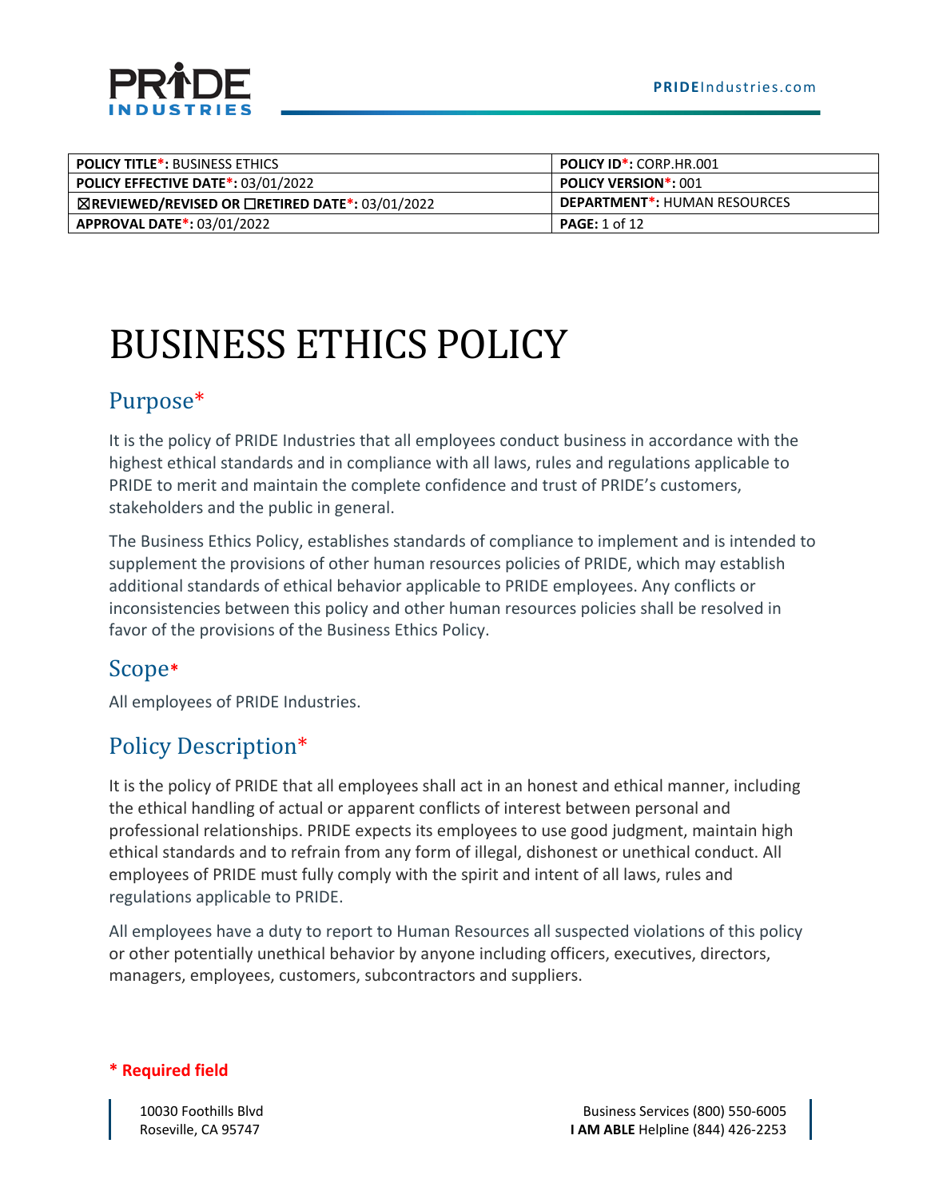| POLICY TITLE*: BUSINESS ETHICS | POLICY ID*: CORP.HR.001 |
|---|---|
| POLICY EFFECTIVE DATE*: 03/01/2022 | POLICY VERSION*: 001 |
| ☒REVIEWED/REVISED OR ☐RETIRED DATE*: 03/01/2022 | DEPARTMENT*: HUMAN RESOURCES |
| APPROVAL DATE*: 03/01/2022 | PAGE: 1 of 12 |

# BUSINESS ETHICS POLICY

## Purpose*

It is the policy of PRIDE Industries that all employees conduct business in accordance with the highest ethical standards and in compliance with all laws, rules and regulations applicable to PRIDE to merit and maintain the complete confidence and trust of PRIDE's customers, stakeholders and the public in general.

The Business Ethics Policy, establishes standards of compliance to implement and is intended to supplement the provisions of other human resources policies of PRIDE, which may establish additional standards of ethical behavior applicable to PRIDE employees. Any conflicts or inconsistencies between this policy and other human resources policies shall be resolved in favor of the provisions of the Business Ethics Policy.

## Scope*

All employees of PRIDE Industries.

## Policy Description*

It is the policy of PRIDE that all employees shall act in an honest and ethical manner, including the ethical handling of actual or apparent conflicts of interest between personal and professional relationships. PRIDE expects its employees to use good judgment, maintain high ethical standards and to refrain from any form of illegal, dishonest or unethical conduct. All employees of PRIDE must fully comply with the spirit and intent of all laws, rules and regulations applicable to PRIDE.

All employees have a duty to report to Human Resources all suspected violations of this policy or other potentially unethical behavior by anyone including officers, executives, directors, managers, employees, customers, subcontractors and suppliers.

**\* Required field**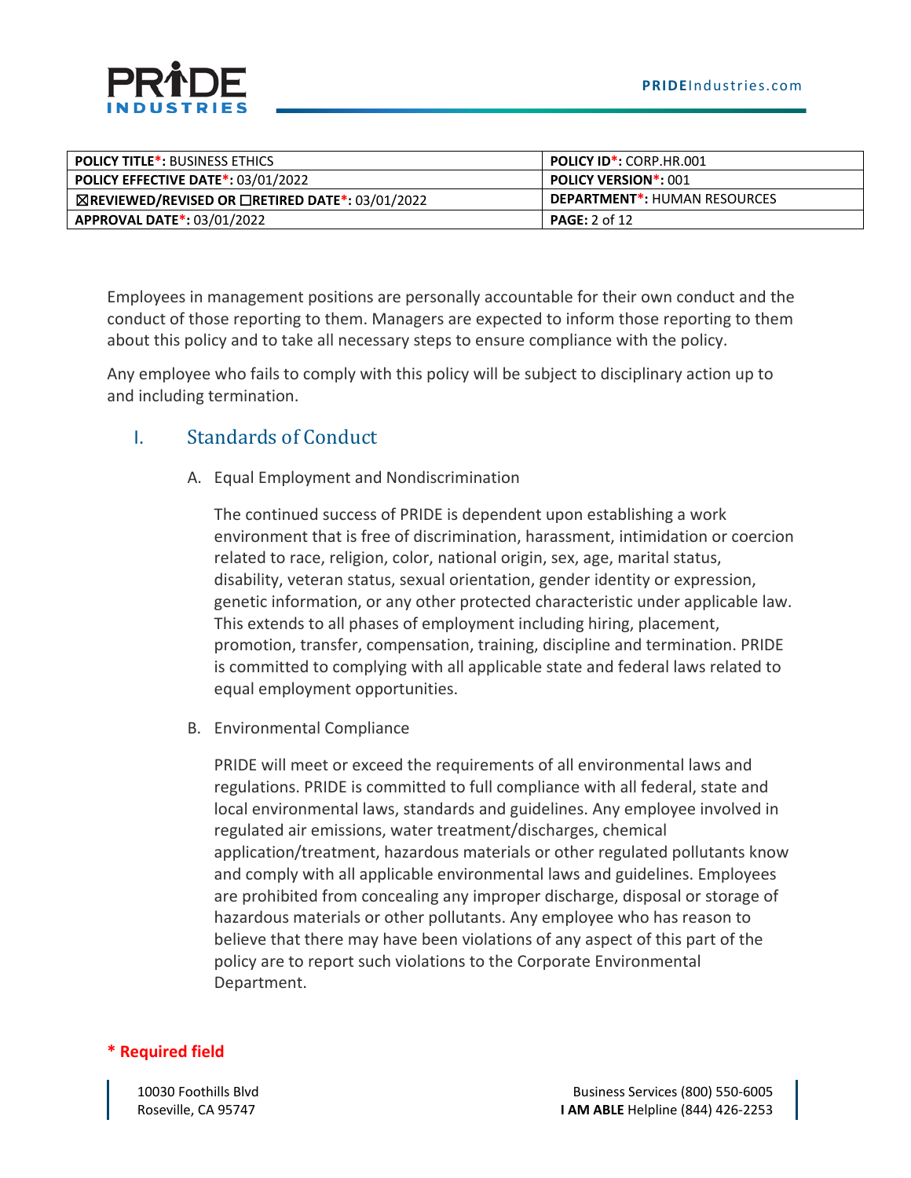Employees in management positions are personally accountable for their own conduct and the conduct of those reporting to them. Managers are expected to inform those reporting to them about this policy and to take all necessary steps to ensure compliance with the policy.

Any employee who fails to comply with this policy will be subject to disciplinary action up to and including termination.

## I. Standards of Conduct

### A. Equal Employment and Nondiscrimination

The continued success of PRIDE is dependent upon establishing a work environment that is free of discrimination, harassment, intimidation or coercion related to race, religion, color, national origin, sex, age, marital status, disability, veteran status, sexual orientation, gender identity or expression, genetic information, or any other protected characteristic under applicable law. This extends to all phases of employment including hiring, placement, promotion, transfer, compensation, training, discipline and termination. PRIDE is committed to complying with all applicable state and federal laws related to equal employment opportunities.

### B. Environmental Compliance

PRIDE will meet or exceed the requirements of all environmental laws and regulations. PRIDE is committed to full compliance with all federal, state and local environmental laws, standards and guidelines. Any employee involved in regulated air emissions, water treatment/discharges, chemical application/treatment, hazardous materials or other regulated pollutants know and comply with all applicable environmental laws and guidelines. Employees are prohibited from concealing any improper discharge, disposal or storage of hazardous materials or other pollutants. Any employee who has reason to believe that there may have been violations of any aspect of this part of the policy are to report such violations to the Corporate Environmental Department.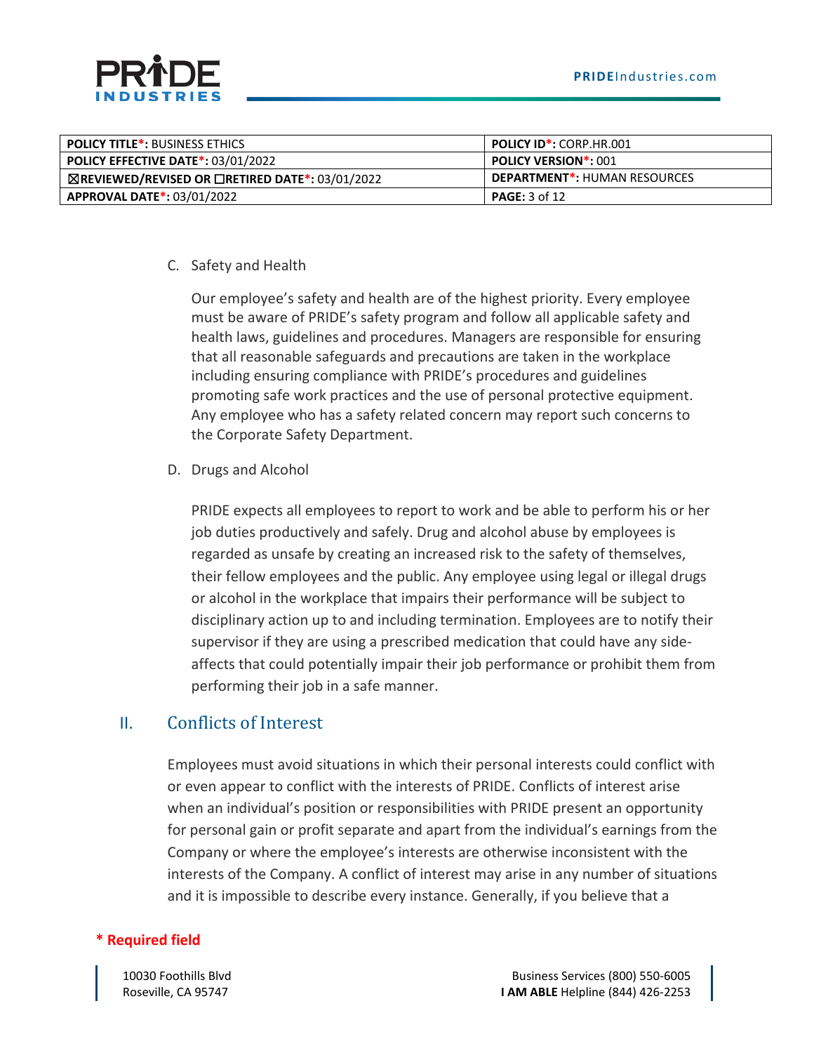C. Safety and Health

Our employee's safety and health are of the highest priority. Every employee must be aware of PRIDE's safety program and follow all applicable safety and health laws, guidelines and procedures. Managers are responsible for ensuring that all reasonable safeguards and precautions are taken in the workplace including ensuring compliance with PRIDE's procedures and guidelines promoting safe work practices and the use of personal protective equipment. Any employee who has a safety related concern may report such concerns to the Corporate Safety Department.

D. Drugs and Alcohol

PRIDE expects all employees to report to work and be able to perform his or her job duties productively and safely. Drug and alcohol abuse by employees is regarded as unsafe by creating an increased risk to the safety of themselves, their fellow employees and the public. Any employee using legal or illegal drugs or alcohol in the workplace that impairs their performance will be subject to disciplinary action up to and including termination. Employees are to notify their supervisor if they are using a prescribed medication that could have any side-affects that could potentially impair their job performance or prohibit them from performing their job in a safe manner.

## II. Conflicts of Interest

Employees must avoid situations in which their personal interests could conflict with or even appear to conflict with the interests of PRIDE. Conflicts of interest arise when an individual's position or responsibilities with PRIDE present an opportunity for personal gain or profit separate and apart from the individual's earnings from the Company or where the employee's interests are otherwise inconsistent with the interests of the Company. A conflict of interest may arise in any number of situations and it is impossible to describe every instance. Generally, if you believe that a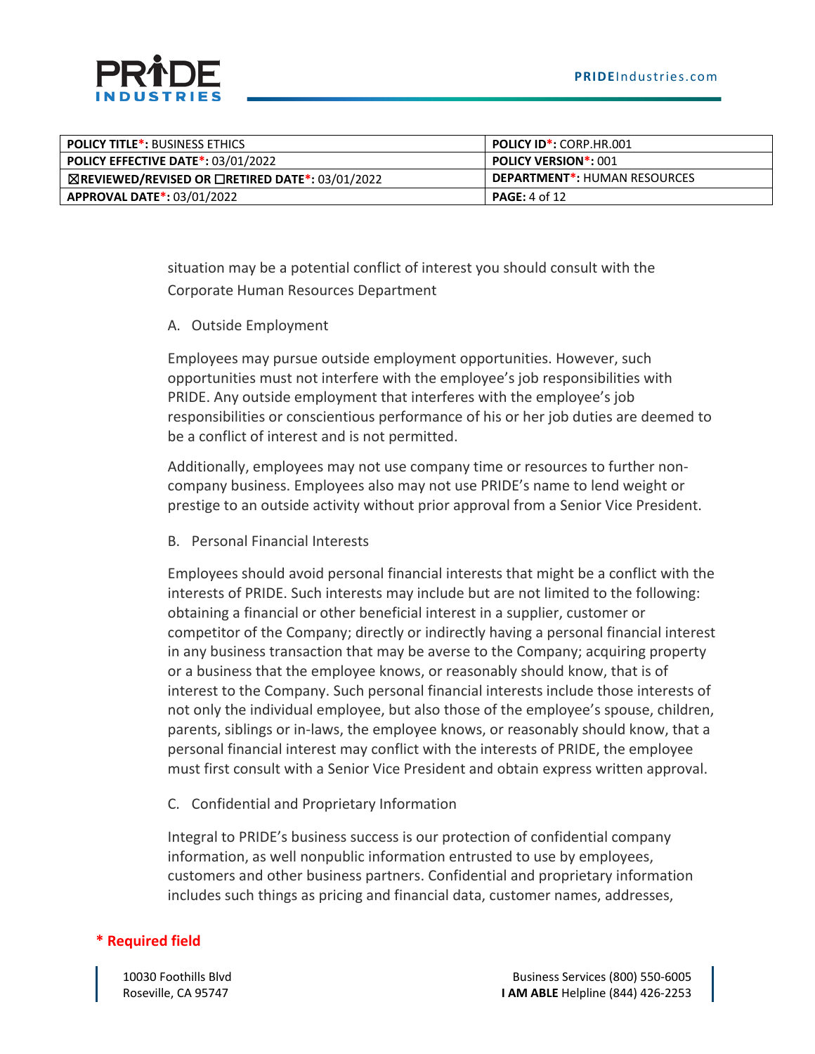situation may be a potential conflict of interest you should consult with the Corporate Human Resources Department

A. Outside Employment

Employees may pursue outside employment opportunities. However, such opportunities must not interfere with the employee's job responsibilities with PRIDE. Any outside employment that interferes with the employee's job responsibilities or conscientious performance of his or her job duties are deemed to be a conflict of interest and is not permitted.

Additionally, employees may not use company time or resources to further non-company business. Employees also may not use PRIDE's name to lend weight or prestige to an outside activity without prior approval from a Senior Vice President.

B. Personal Financial Interests

Employees should avoid personal financial interests that might be a conflict with the interests of PRIDE. Such interests may include but are not limited to the following: obtaining a financial or other beneficial interest in a supplier, customer or competitor of the Company; directly or indirectly having a personal financial interest in any business transaction that may be averse to the Company; acquiring property or a business that the employee knows, or reasonably should know, that is of interest to the Company. Such personal financial interests include those interests of not only the individual employee, but also those of the employee's spouse, children, parents, siblings or in-laws, the employee knows, or reasonably should know, that a personal financial interest may conflict with the interests of PRIDE, the employee must first consult with a Senior Vice President and obtain express written approval.

C. Confidential and Proprietary Information

Integral to PRIDE's business success is our protection of confidential company information, as well nonpublic information entrusted to use by employees, customers and other business partners. Confidential and proprietary information includes such things as pricing and financial data, customer names, addresses,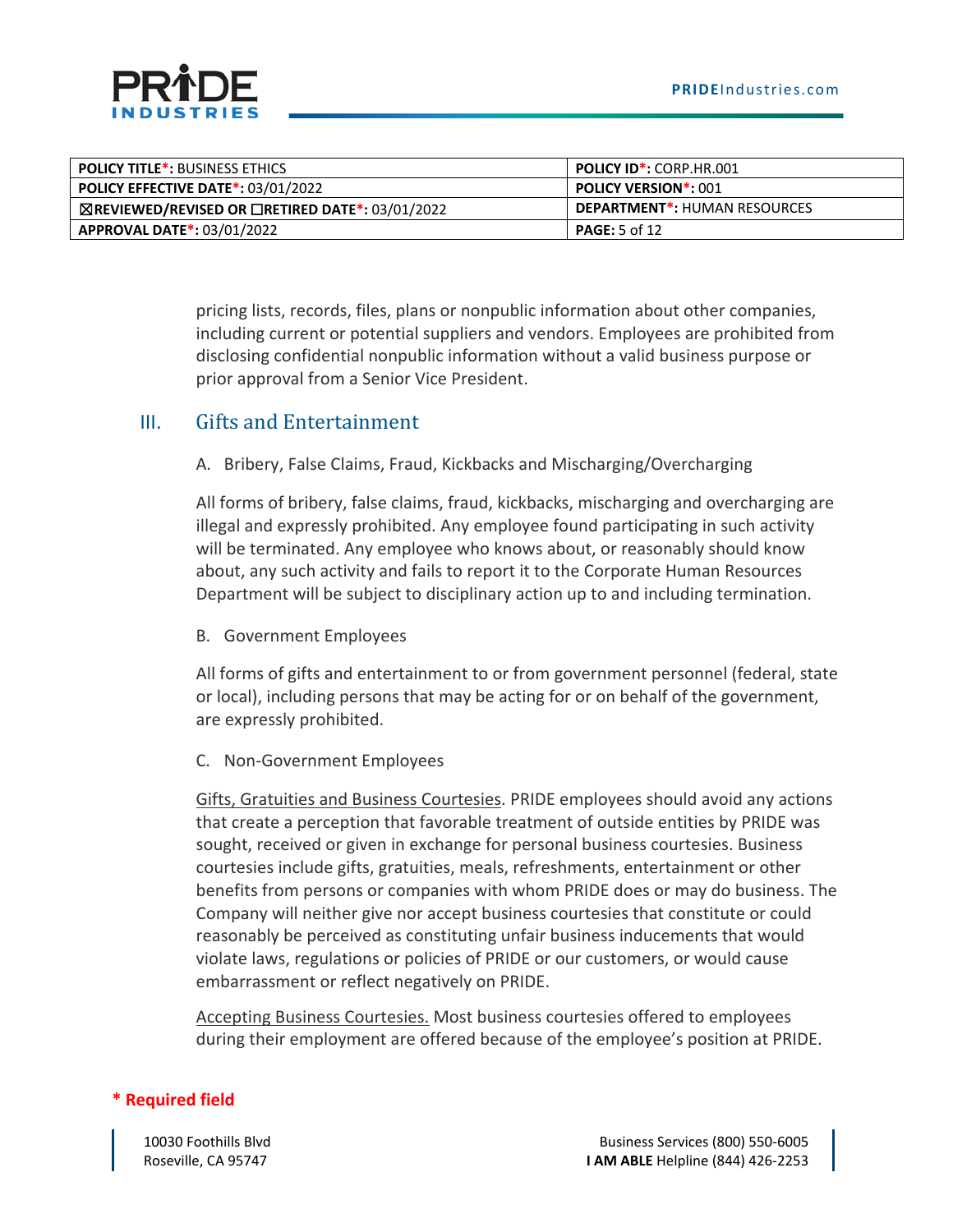pricing lists, records, files, plans or nonpublic information about other companies, including current or potential suppliers and vendors. Employees are prohibited from disclosing confidential nonpublic information without a valid business purpose or prior approval from a Senior Vice President.

## III. Gifts and Entertainment

A. Bribery, False Claims, Fraud, Kickbacks and Mischarging/Overcharging

All forms of bribery, false claims, fraud, kickbacks, mischarging and overcharging are illegal and expressly prohibited. Any employee found participating in such activity will be terminated. Any employee who knows about, or reasonably should know about, any such activity and fails to report it to the Corporate Human Resources Department will be subject to disciplinary action up to and including termination.

B. Government Employees

All forms of gifts and entertainment to or from government personnel (federal, state or local), including persons that may be acting for or on behalf of the government, are expressly prohibited.

C. Non-Government Employees

<u>Gifts, Gratuities and Business Courtesies</u>. PRIDE employees should avoid any actions that create a perception that favorable treatment of outside entities by PRIDE was sought, received or given in exchange for personal business courtesies. Business courtesies include gifts, gratuities, meals, refreshments, entertainment or other benefits from persons or companies with whom PRIDE does or may do business. The Company will neither give nor accept business courtesies that constitute or could reasonably be perceived as constituting unfair business inducements that would violate laws, regulations or policies of PRIDE or our customers, or would cause embarrassment or reflect negatively on PRIDE.

<u>Accepting Business Courtesies.</u> Most business courtesies offered to employees during their employment are offered because of the employee's position at PRIDE.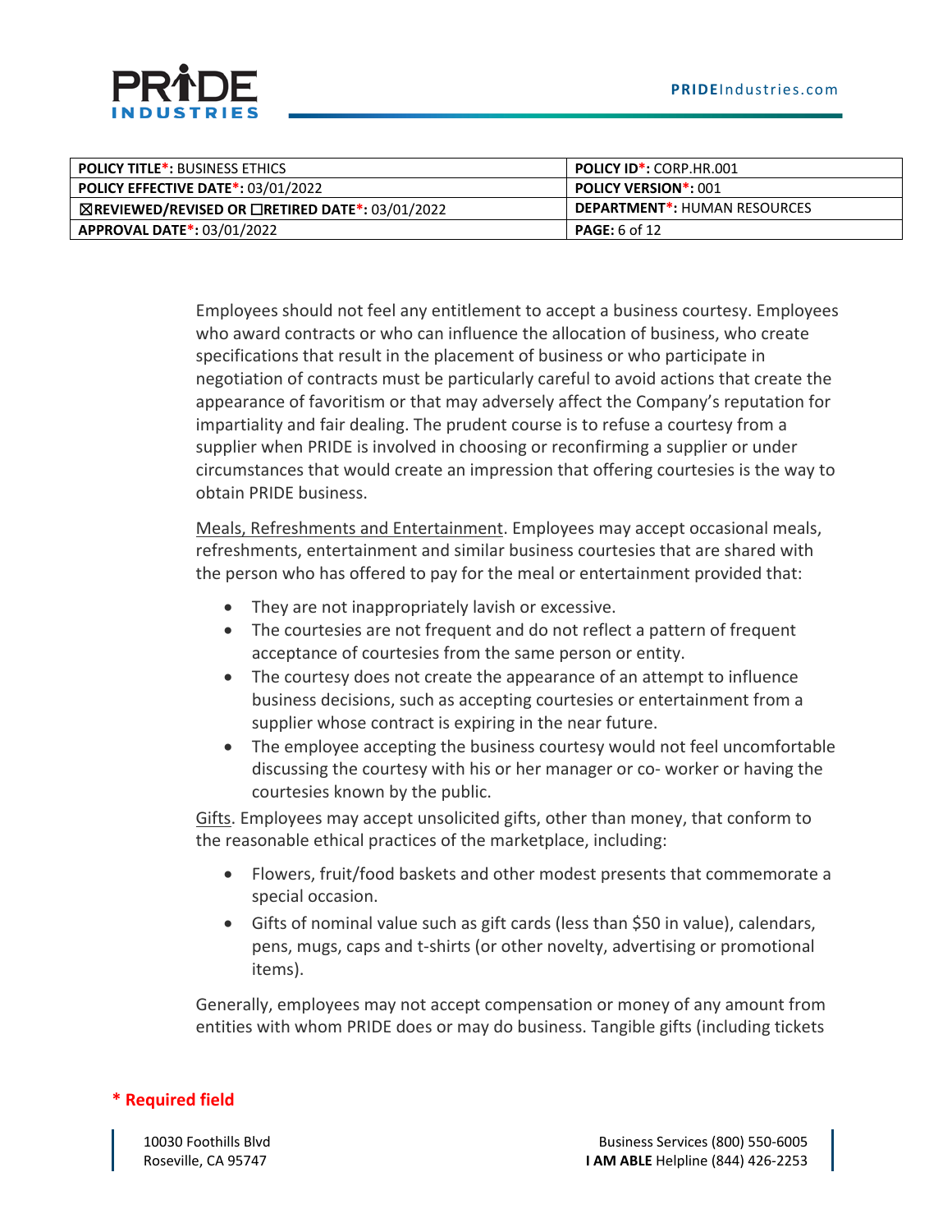Employees should not feel any entitlement to accept a business courtesy. Employees who award contracts or who can influence the allocation of business, who create specifications that result in the placement of business or who participate in negotiation of contracts must be particularly careful to avoid actions that create the appearance of favoritism or that may adversely affect the Company's reputation for impartiality and fair dealing. The prudent course is to refuse a courtesy from a supplier when PRIDE is involved in choosing or reconfirming a supplier or under circumstances that would create an impression that offering courtesies is the way to obtain PRIDE business.

Meals, Refreshments and Entertainment. Employees may accept occasional meals, refreshments, entertainment and similar business courtesies that are shared with the person who has offered to pay for the meal or entertainment provided that:

- They are not inappropriately lavish or excessive.
- The courtesies are not frequent and do not reflect a pattern of frequent acceptance of courtesies from the same person or entity.
- The courtesy does not create the appearance of an attempt to influence business decisions, such as accepting courtesies or entertainment from a supplier whose contract is expiring in the near future.
- The employee accepting the business courtesy would not feel uncomfortable discussing the courtesy with his or her manager or co- worker or having the courtesies known by the public.

Gifts. Employees may accept unsolicited gifts, other than money, that conform to the reasonable ethical practices of the marketplace, including:

- Flowers, fruit/food baskets and other modest presents that commemorate a special occasion.
- Gifts of nominal value such as gift cards (less than $50 in value), calendars, pens, mugs, caps and t-shirts (or other novelty, advertising or promotional items).

Generally, employees may not accept compensation or money of any amount from entities with whom PRIDE does or may do business. Tangible gifts (including tickets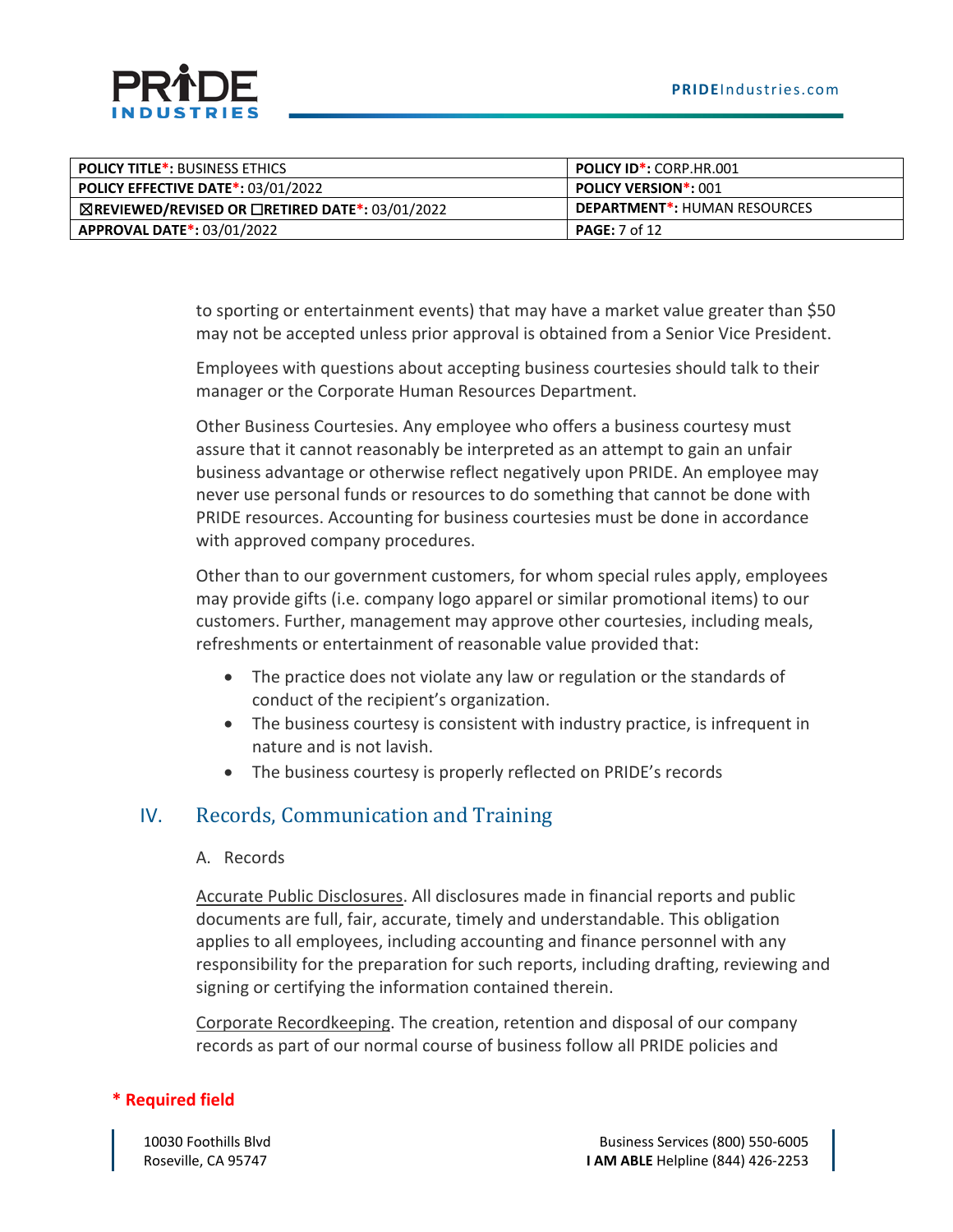to sporting or entertainment events) that may have a market value greater than $50 may not be accepted unless prior approval is obtained from a Senior Vice President.

Employees with questions about accepting business courtesies should talk to their manager or the Corporate Human Resources Department.

Other Business Courtesies. Any employee who offers a business courtesy must assure that it cannot reasonably be interpreted as an attempt to gain an unfair business advantage or otherwise reflect negatively upon PRIDE. An employee may never use personal funds or resources to do something that cannot be done with PRIDE resources. Accounting for business courtesies must be done in accordance with approved company procedures.

Other than to our government customers, for whom special rules apply, employees may provide gifts (i.e. company logo apparel or similar promotional items) to our customers. Further, management may approve other courtesies, including meals, refreshments or entertainment of reasonable value provided that:

- The practice does not violate any law or regulation or the standards of conduct of the recipient's organization.
- The business courtesy is consistent with industry practice, is infrequent in nature and is not lavish.
- The business courtesy is properly reflected on PRIDE's records

## IV. Records, Communication and Training

A. Records

Accurate Public Disclosures. All disclosures made in financial reports and public documents are full, fair, accurate, timely and understandable. This obligation applies to all employees, including accounting and finance personnel with any responsibility for the preparation for such reports, including drafting, reviewing and signing or certifying the information contained therein.

Corporate Recordkeeping. The creation, retention and disposal of our company records as part of our normal course of business follow all PRIDE policies and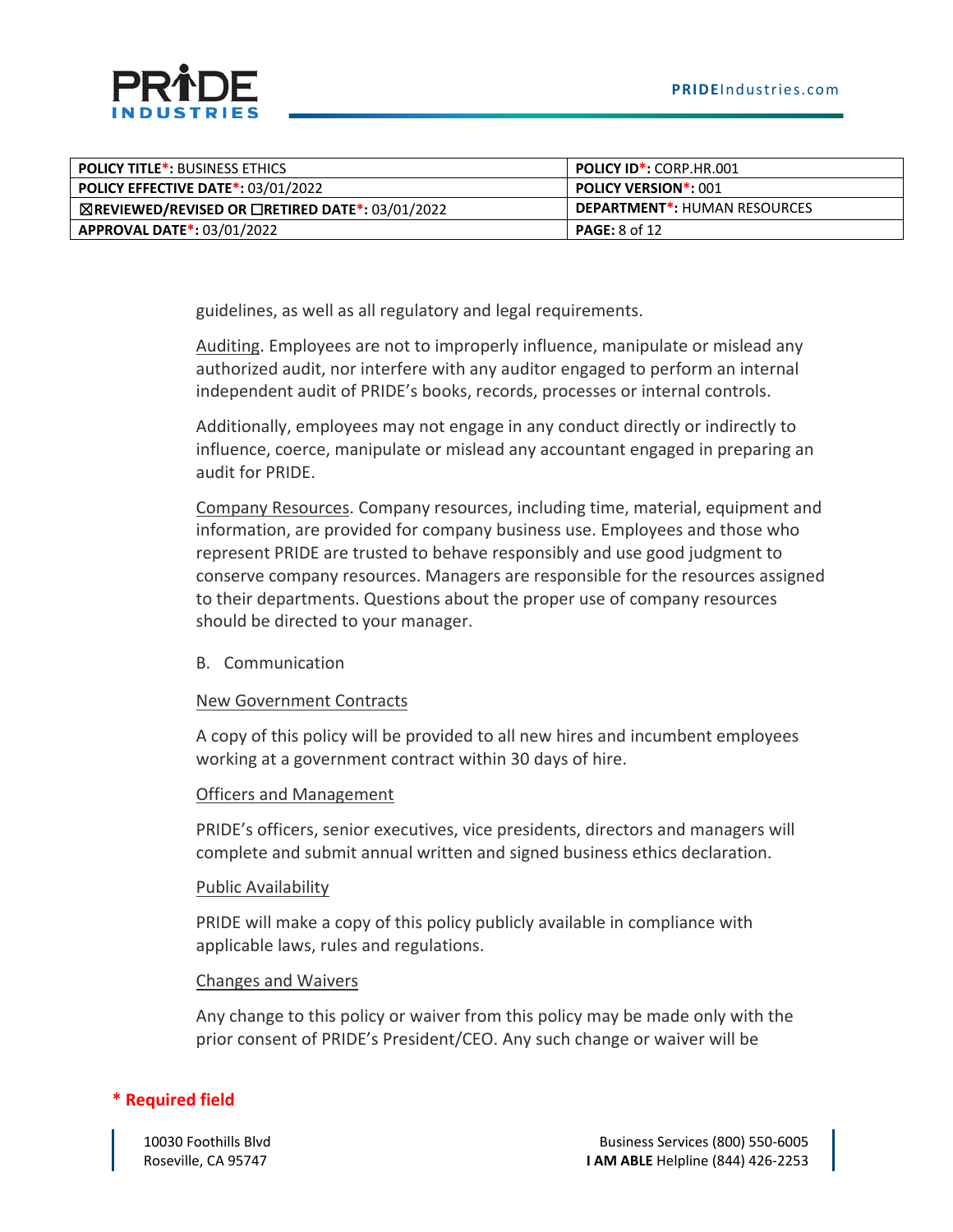guidelines, as well as all regulatory and legal requirements.

Auditing. Employees are not to improperly influence, manipulate or mislead any authorized audit, nor interfere with any auditor engaged to perform an internal independent audit of PRIDE's books, records, processes or internal controls.

Additionally, employees may not engage in any conduct directly or indirectly to influence, coerce, manipulate or mislead any accountant engaged in preparing an audit for PRIDE.

Company Resources. Company resources, including time, material, equipment and information, are provided for company business use. Employees and those who represent PRIDE are trusted to behave responsibly and use good judgment to conserve company resources. Managers are responsible for the resources assigned to their departments. Questions about the proper use of company resources should be directed to your manager.

B. Communication

New Government Contracts

A copy of this policy will be provided to all new hires and incumbent employees working at a government contract within 30 days of hire.

Officers and Management

PRIDE's officers, senior executives, vice presidents, directors and managers will complete and submit annual written and signed business ethics declaration.

Public Availability

PRIDE will make a copy of this policy publicly available in compliance with applicable laws, rules and regulations.

Changes and Waivers

Any change to this policy or waiver from this policy may be made only with the prior consent of PRIDE's President/CEO. Any such change or waiver will be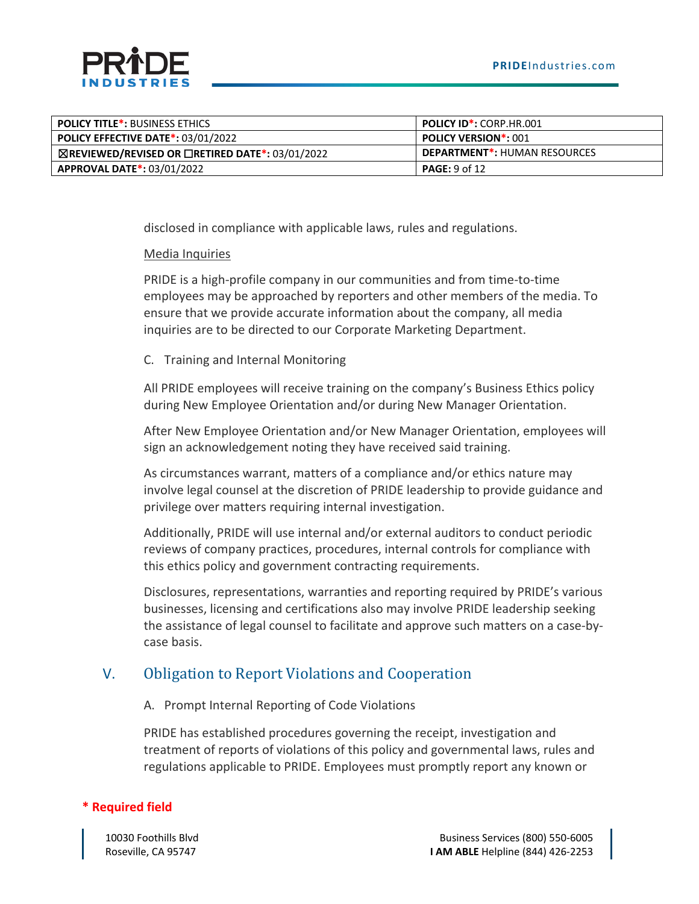disclosed in compliance with applicable laws, rules and regulations.

Media Inquiries

PRIDE is a high-profile company in our communities and from time-to-time employees may be approached by reporters and other members of the media. To ensure that we provide accurate information about the company, all media inquiries are to be directed to our Corporate Marketing Department.

C. Training and Internal Monitoring

All PRIDE employees will receive training on the company's Business Ethics policy during New Employee Orientation and/or during New Manager Orientation.

After New Employee Orientation and/or New Manager Orientation, employees will sign an acknowledgement noting they have received said training.

As circumstances warrant, matters of a compliance and/or ethics nature may involve legal counsel at the discretion of PRIDE leadership to provide guidance and privilege over matters requiring internal investigation.

Additionally, PRIDE will use internal and/or external auditors to conduct periodic reviews of company practices, procedures, internal controls for compliance with this ethics policy and government contracting requirements.

Disclosures, representations, warranties and reporting required by PRIDE's various businesses, licensing and certifications also may involve PRIDE leadership seeking the assistance of legal counsel to facilitate and approve such matters on a case-by-case basis.

## V. Obligation to Report Violations and Cooperation

A. Prompt Internal Reporting of Code Violations

PRIDE has established procedures governing the receipt, investigation and treatment of reports of violations of this policy and governmental laws, rules and regulations applicable to PRIDE. Employees must promptly report any known or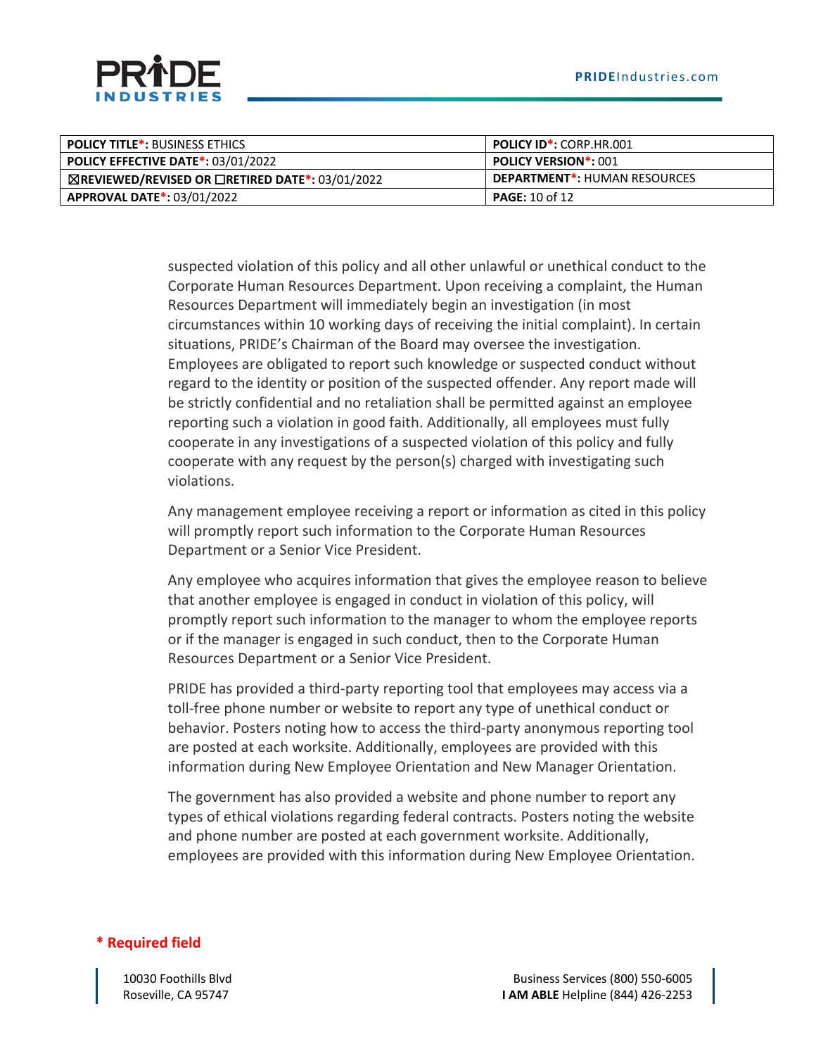suspected violation of this policy and all other unlawful or unethical conduct to the Corporate Human Resources Department. Upon receiving a complaint, the Human Resources Department will immediately begin an investigation (in most circumstances within 10 working days of receiving the initial complaint). In certain situations, PRIDE's Chairman of the Board may oversee the investigation. Employees are obligated to report such knowledge or suspected conduct without regard to the identity or position of the suspected offender. Any report made will be strictly confidential and no retaliation shall be permitted against an employee reporting such a violation in good faith. Additionally, all employees must fully cooperate in any investigations of a suspected violation of this policy and fully cooperate with any request by the person(s) charged with investigating such violations.

Any management employee receiving a report or information as cited in this policy will promptly report such information to the Corporate Human Resources Department or a Senior Vice President.

Any employee who acquires information that gives the employee reason to believe that another employee is engaged in conduct in violation of this policy, will promptly report such information to the manager to whom the employee reports or if the manager is engaged in such conduct, then to the Corporate Human Resources Department or a Senior Vice President.

PRIDE has provided a third-party reporting tool that employees may access via a toll-free phone number or website to report any type of unethical conduct or behavior. Posters noting how to access the third-party anonymous reporting tool are posted at each worksite. Additionally, employees are provided with this information during New Employee Orientation and New Manager Orientation.

The government has also provided a website and phone number to report any types of ethical violations regarding federal contracts. Posters noting the website and phone number are posted at each government worksite. Additionally, employees are provided with this information during New Employee Orientation.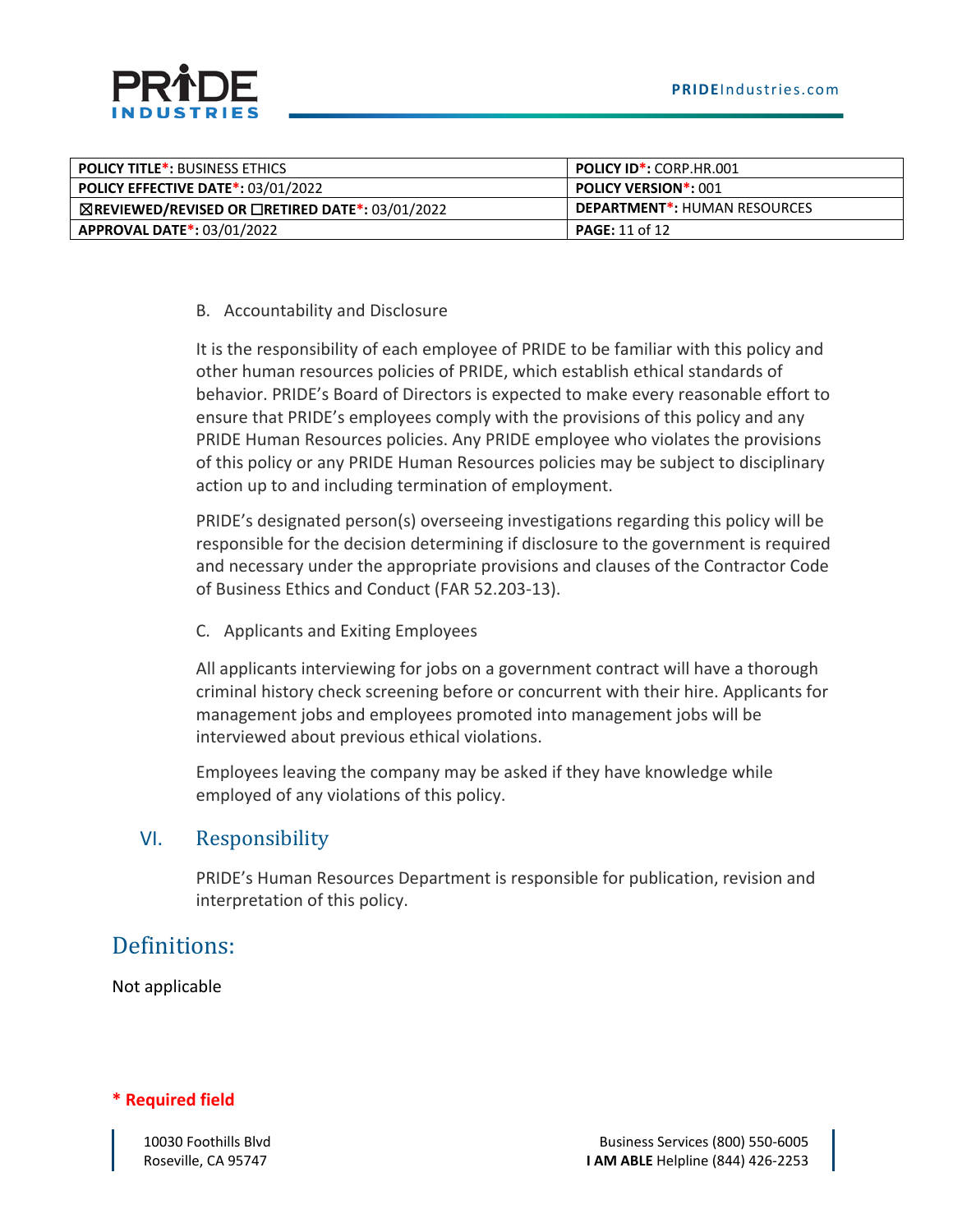| POLICY TITLE*: BUSINESS ETHICS | POLICY ID*: CORP.HR.001 |
|---|---|
| POLICY EFFECTIVE DATE*: 03/01/2022 | POLICY VERSION*: 001 |
| ☒REVIEWED/REVISED OR ☐RETIRED DATE*: 03/01/2022 | DEPARTMENT*: HUMAN RESOURCES |
| APPROVAL DATE*: 03/01/2022 | PAGE: 11 of 12 |

B. Accountability and Disclosure

It is the responsibility of each employee of PRIDE to be familiar with this policy and other human resources policies of PRIDE, which establish ethical standards of behavior. PRIDE's Board of Directors is expected to make every reasonable effort to ensure that PRIDE's employees comply with the provisions of this policy and any PRIDE Human Resources policies. Any PRIDE employee who violates the provisions of this policy or any PRIDE Human Resources policies may be subject to disciplinary action up to and including termination of employment.

PRIDE's designated person(s) overseeing investigations regarding this policy will be responsible for the decision determining if disclosure to the government is required and necessary under the appropriate provisions and clauses of the Contractor Code of Business Ethics and Conduct (FAR 52.203-13).

C. Applicants and Exiting Employees

All applicants interviewing for jobs on a government contract will have a thorough criminal history check screening before or concurrent with their hire. Applicants for management jobs and employees promoted into management jobs will be interviewed about previous ethical violations.

Employees leaving the company may be asked if they have knowledge while employed of any violations of this policy.

## VI. Responsibility

PRIDE's Human Resources Department is responsible for publication, revision and interpretation of this policy.

# Definitions:

Not applicable

**\* Required field**

10030 Foothills Blvd
Roseville, CA 95747

Business Services (800) 550-6005
**I AM ABLE** Helpline (844) 426-2253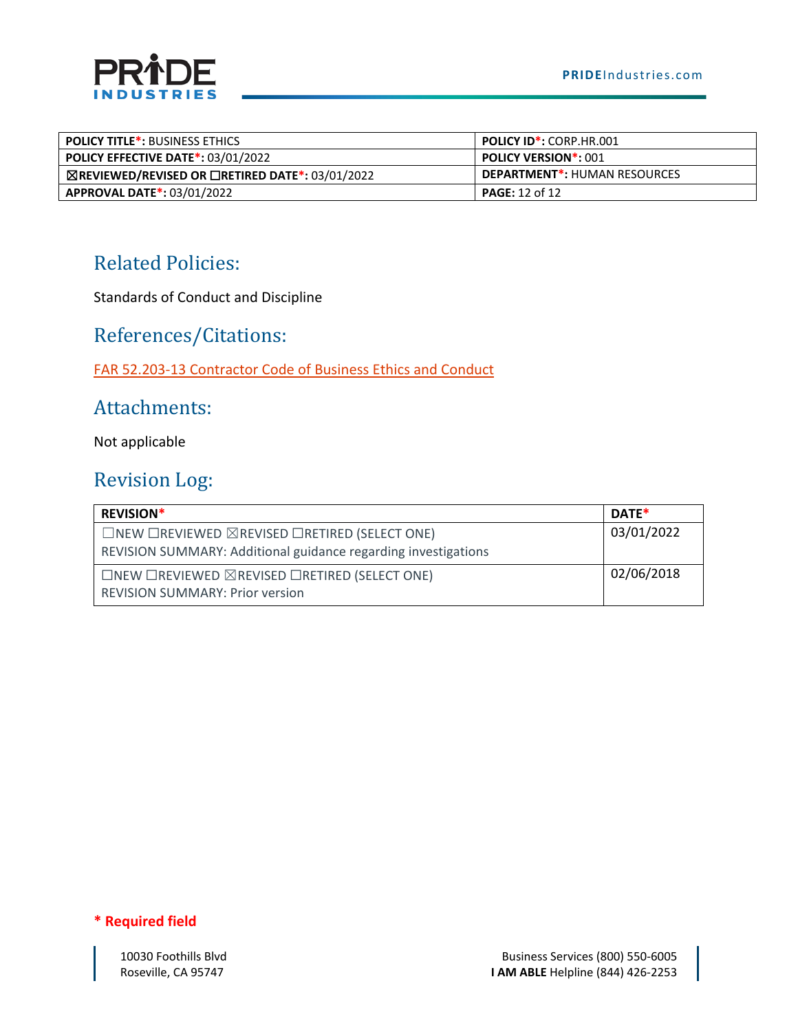| POLICY TITLE*: BUSINESS ETHICS | POLICY ID*: CORP.HR.001 |
|---|---|
| POLICY EFFECTIVE DATE*: 03/01/2022 | POLICY VERSION*: 001 |
| ☒REVIEWED/REVISED OR ☐RETIRED DATE*: 03/01/2022 | DEPARTMENT*: HUMAN RESOURCES |
| APPROVAL DATE*: 03/01/2022 | PAGE: 12 of 12 |

## Related Policies:

Standards of Conduct and Discipline

## References/Citations:

FAR 52.203-13 Contractor Code of Business Ethics and Conduct

## Attachments:

Not applicable

## Revision Log:

| REVISION* | DATE* |
|---|---|
| ☐NEW ☐REVIEWED ☒REVISED ☐RETIRED (SELECT ONE)<br>REVISION SUMMARY: Additional guidance regarding investigations | 03/01/2022 |
| ☐NEW ☐REVIEWED ☒REVISED ☐RETIRED (SELECT ONE)<br>REVISION SUMMARY: Prior version | 02/06/2018 |

**\* Required field**